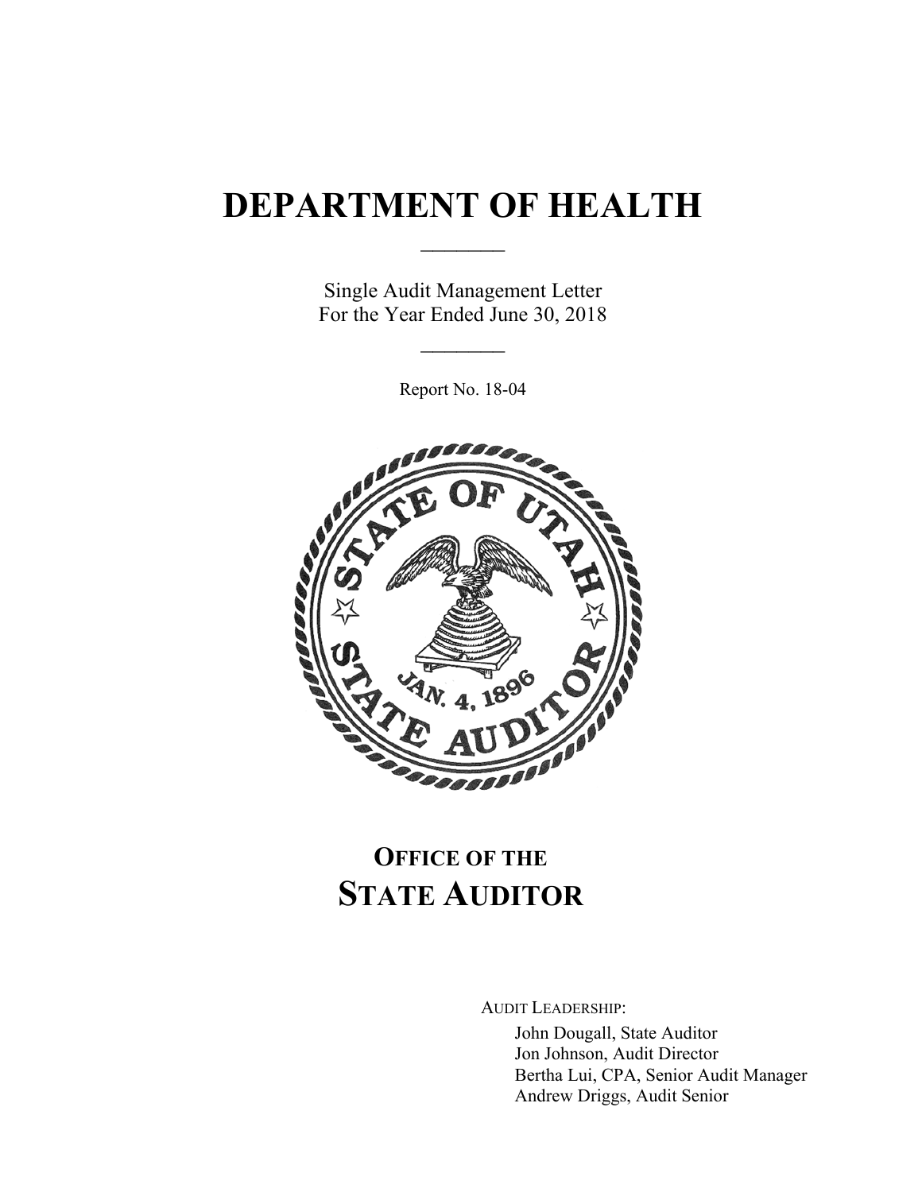# DEPARTMENT OF HEALTH

Single Audit Management Letter
For the Year Ended June 30, 2018

Report No. 18-04

## OFFICE OF THE STATE AUDITOR

AUDIT LEADERSHIP:

John Dougall, State Auditor
Jon Johnson, Audit Director
Bertha Lui, CPA, Senior Audit Manager
Andrew Driggs, Audit Senior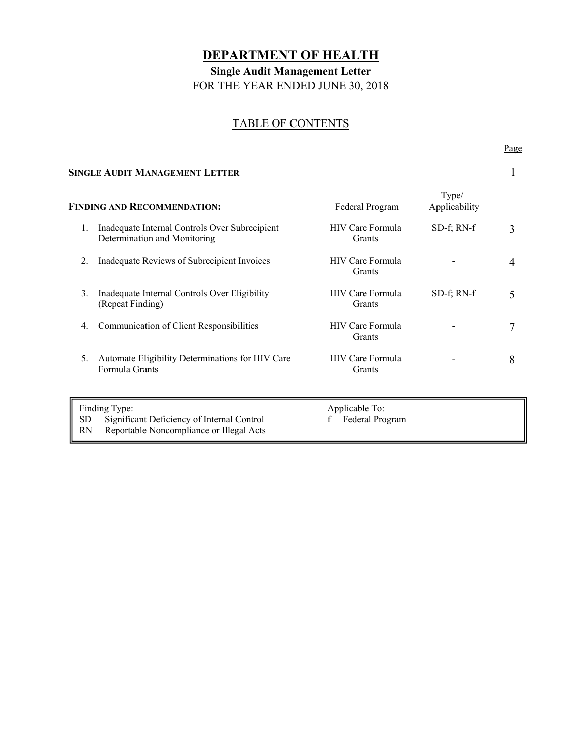# DEPARTMENT OF HEALTH

## Single Audit Management Letter

FOR THE YEAR ENDED JUNE 30, 2018

### TABLE OF CONTENTS

| | | | Page |
|---|---|---|---|
| **SINGLE AUDIT MANAGEMENT LETTER** | | | 1 |
| **FINDING AND RECOMMENDATION:** | Federal Program | Type/ Applicability | |
| 1. Inadequate Internal Controls Over Subrecipient Determination and Monitoring | HIV Care Formula Grants | SD-f; RN-f | 3 |
| 2. Inadequate Reviews of Subrecipient Invoices | HIV Care Formula Grants | - | 4 |
| 3. Inadequate Internal Controls Over Eligibility (Repeat Finding) | HIV Care Formula Grants | SD-f; RN-f | 5 |
| 4. Communication of Client Responsibilities | HIV Care Formula Grants | - | 7 |
| 5. Automate Eligibility Determinations for HIV Care Formula Grants | HIV Care Formula Grants | - | 8 |

| Finding Type: | Applicable To: |
|---|---|
| SD Significant Deficiency of Internal Control | f Federal Program |
| RN Reportable Noncompliance or Illegal Acts | |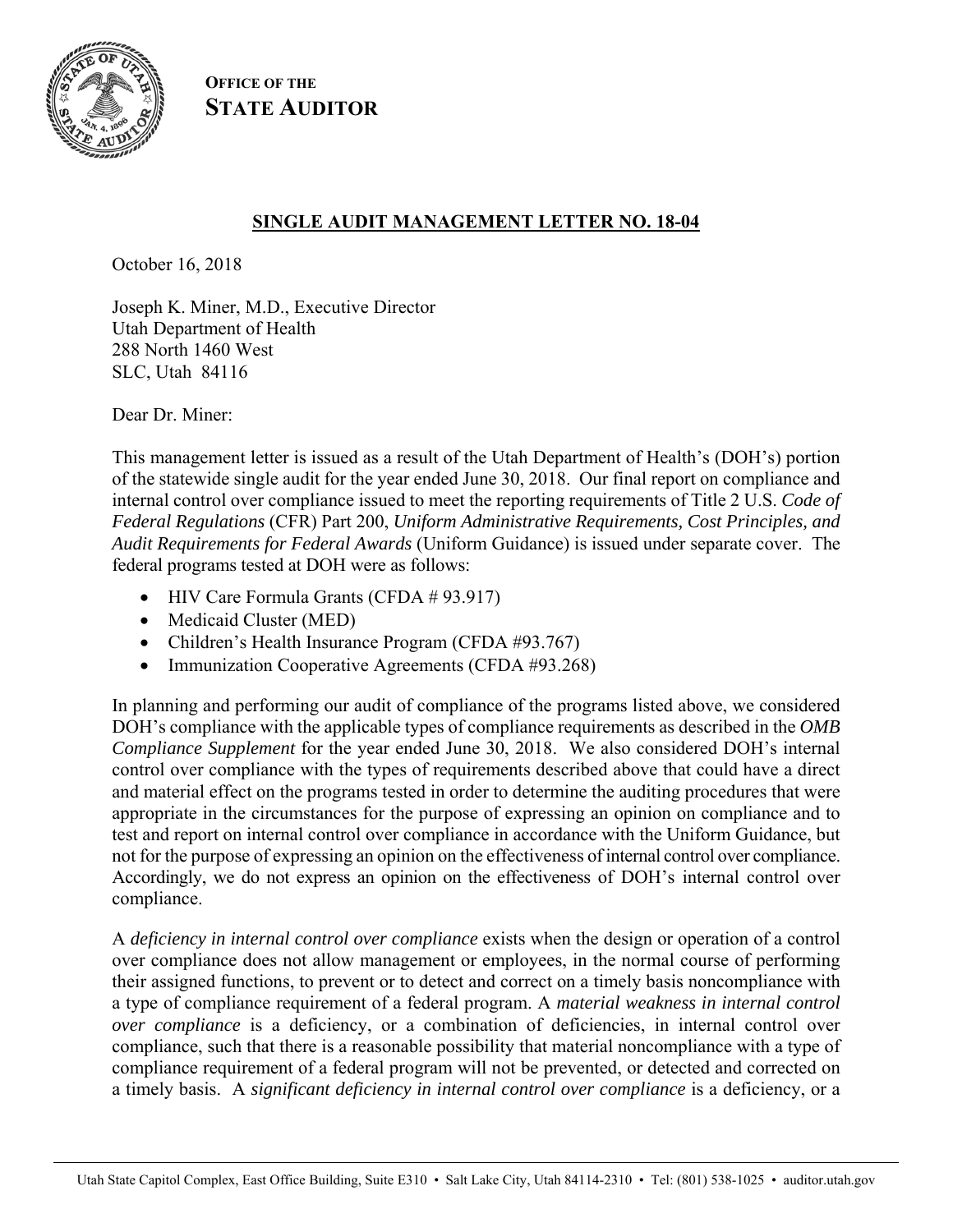**OFFICE OF THE STATE AUDITOR**

## SINGLE AUDIT MANAGEMENT LETTER NO. 18-04

October 16, 2018

Joseph K. Miner, M.D., Executive Director
Utah Department of Health
288 North 1460 West
SLC, Utah 84116

Dear Dr. Miner:

This management letter is issued as a result of the Utah Department of Health's (DOH's) portion of the statewide single audit for the year ended June 30, 2018. Our final report on compliance and internal control over compliance issued to meet the reporting requirements of Title 2 U.S. *Code of Federal Regulations* (CFR) Part 200, *Uniform Administrative Requirements, Cost Principles, and Audit Requirements for Federal Awards* (Uniform Guidance) is issued under separate cover. The federal programs tested at DOH were as follows:

- HIV Care Formula Grants (CFDA # 93.917)
- Medicaid Cluster (MED)
- Children's Health Insurance Program (CFDA #93.767)
- Immunization Cooperative Agreements (CFDA #93.268)

In planning and performing our audit of compliance of the programs listed above, we considered DOH's compliance with the applicable types of compliance requirements as described in the *OMB Compliance Supplement* for the year ended June 30, 2018. We also considered DOH's internal control over compliance with the types of requirements described above that could have a direct and material effect on the programs tested in order to determine the auditing procedures that were appropriate in the circumstances for the purpose of expressing an opinion on compliance and to test and report on internal control over compliance in accordance with the Uniform Guidance, but not for the purpose of expressing an opinion on the effectiveness of internal control over compliance. Accordingly, we do not express an opinion on the effectiveness of DOH's internal control over compliance.

A *deficiency in internal control over compliance* exists when the design or operation of a control over compliance does not allow management or employees, in the normal course of performing their assigned functions, to prevent or to detect and correct on a timely basis noncompliance with a type of compliance requirement of a federal program. A *material weakness in internal control over compliance* is a deficiency, or a combination of deficiencies, in internal control over compliance, such that there is a reasonable possibility that material noncompliance with a type of compliance requirement of a federal program will not be prevented, or detected and corrected on a timely basis. A *significant deficiency in internal control over compliance* is a deficiency, or a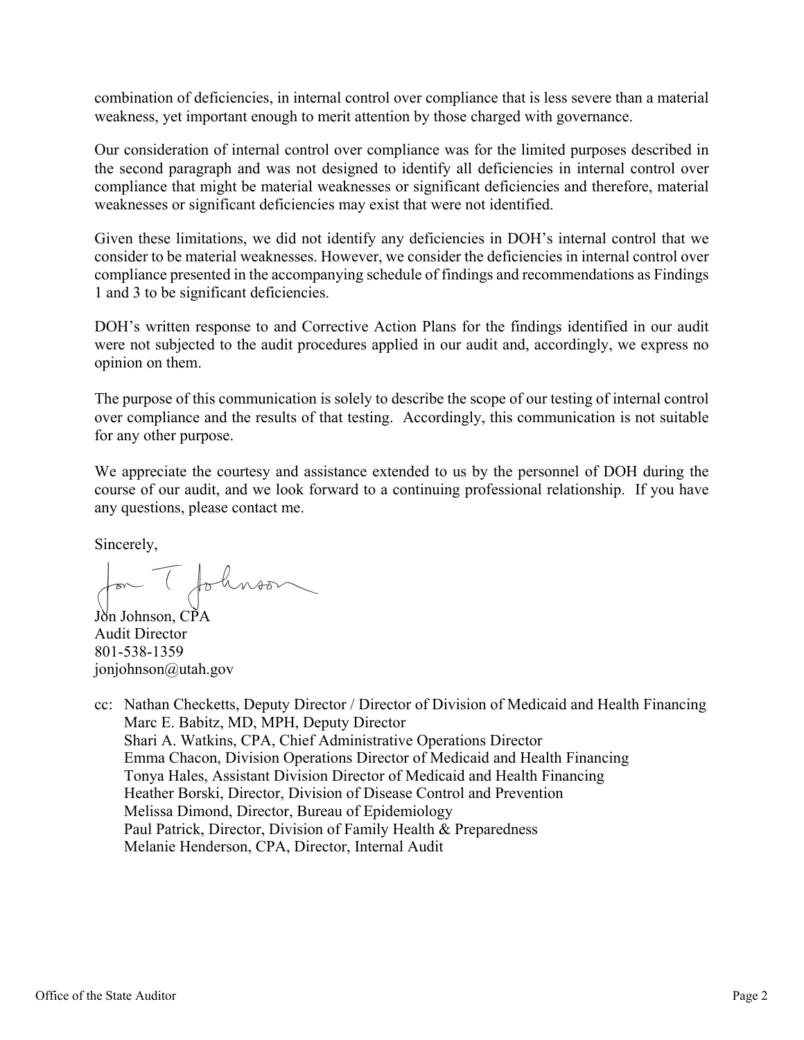combination of deficiencies, in internal control over compliance that is less severe than a material weakness, yet important enough to merit attention by those charged with governance.

Our consideration of internal control over compliance was for the limited purposes described in the second paragraph and was not designed to identify all deficiencies in internal control over compliance that might be material weaknesses or significant deficiencies and therefore, material weaknesses or significant deficiencies may exist that were not identified.

Given these limitations, we did not identify any deficiencies in DOH's internal control that we consider to be material weaknesses. However, we consider the deficiencies in internal control over compliance presented in the accompanying schedule of findings and recommendations as Findings 1 and 3 to be significant deficiencies.

DOH's written response to and Corrective Action Plans for the findings identified in our audit were not subjected to the audit procedures applied in our audit and, accordingly, we express no opinion on them.

The purpose of this communication is solely to describe the scope of our testing of internal control over compliance and the results of that testing. Accordingly, this communication is not suitable for any other purpose.

We appreciate the courtesy and assistance extended to us by the personnel of DOH during the course of our audit, and we look forward to a continuing professional relationship. If you have any questions, please contact me.

Sincerely,

Jon Johnson, CPA
Audit Director
801-538-1359
jonjohnson@utah.gov

cc: Nathan Checketts, Deputy Director / Director of Division of Medicaid and Health Financing
Marc E. Babitz, MD, MPH, Deputy Director
Shari A. Watkins, CPA, Chief Administrative Operations Director
Emma Chacon, Division Operations Director of Medicaid and Health Financing
Tonya Hales, Assistant Division Director of Medicaid and Health Financing
Heather Borski, Director, Division of Disease Control and Prevention
Melissa Dimond, Director, Bureau of Epidemiology
Paul Patrick, Director, Division of Family Health & Preparedness
Melanie Henderson, CPA, Director, Internal Audit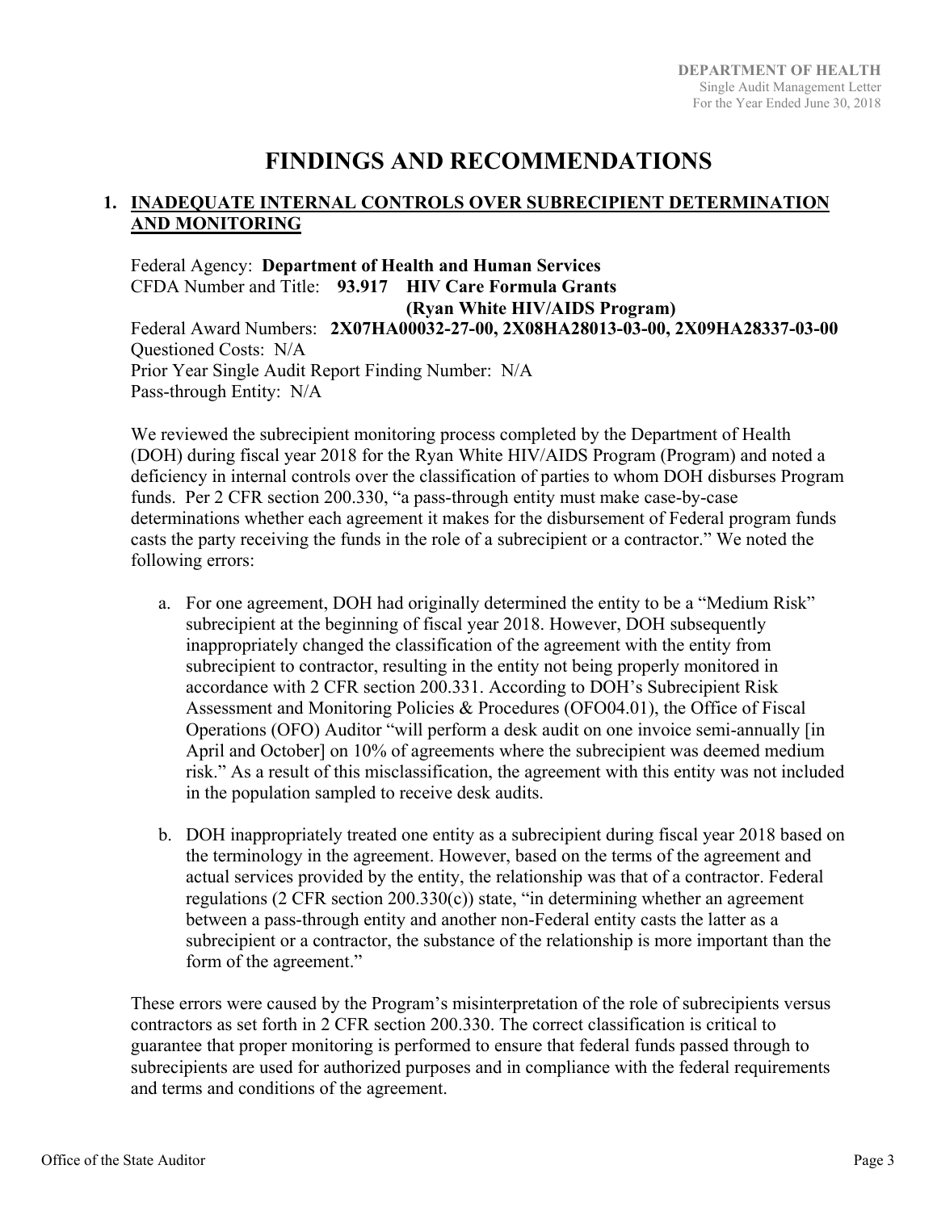# FINDINGS AND RECOMMENDATIONS

## 1. INADEQUATE INTERNAL CONTROLS OVER SUBRECIPIENT DETERMINATION AND MONITORING

Federal Agency: **Department of Health and Human Services**
CFDA Number and Title: **93.917 HIV Care Formula Grants (Ryan White HIV/AIDS Program)**
Federal Award Numbers: **2X07HA00032-27-00, 2X08HA28013-03-00, 2X09HA28337-03-00**
Questioned Costs: N/A
Prior Year Single Audit Report Finding Number: N/A
Pass-through Entity: N/A

We reviewed the subrecipient monitoring process completed by the Department of Health (DOH) during fiscal year 2018 for the Ryan White HIV/AIDS Program (Program) and noted a deficiency in internal controls over the classification of parties to whom DOH disburses Program funds. Per 2 CFR section 200.330, "a pass-through entity must make case-by-case determinations whether each agreement it makes for the disbursement of Federal program funds casts the party receiving the funds in the role of a subrecipient or a contractor." We noted the following errors:

a. For one agreement, DOH had originally determined the entity to be a "Medium Risk" subrecipient at the beginning of fiscal year 2018. However, DOH subsequently inappropriately changed the classification of the agreement with the entity from subrecipient to contractor, resulting in the entity not being properly monitored in accordance with 2 CFR section 200.331. According to DOH's Subrecipient Risk Assessment and Monitoring Policies & Procedures (OFO04.01), the Office of Fiscal Operations (OFO) Auditor "will perform a desk audit on one invoice semi-annually [in April and October] on 10% of agreements where the subrecipient was deemed medium risk." As a result of this misclassification, the agreement with this entity was not included in the population sampled to receive desk audits.

b. DOH inappropriately treated one entity as a subrecipient during fiscal year 2018 based on the terminology in the agreement. However, based on the terms of the agreement and actual services provided by the entity, the relationship was that of a contractor. Federal regulations (2 CFR section 200.330(c)) state, "in determining whether an agreement between a pass-through entity and another non-Federal entity casts the latter as a subrecipient or a contractor, the substance of the relationship is more important than the form of the agreement."

These errors were caused by the Program's misinterpretation of the role of subrecipients versus contractors as set forth in 2 CFR section 200.330. The correct classification is critical to guarantee that proper monitoring is performed to ensure that federal funds passed through to subrecipients are used for authorized purposes and in compliance with the federal requirements and terms and conditions of the agreement.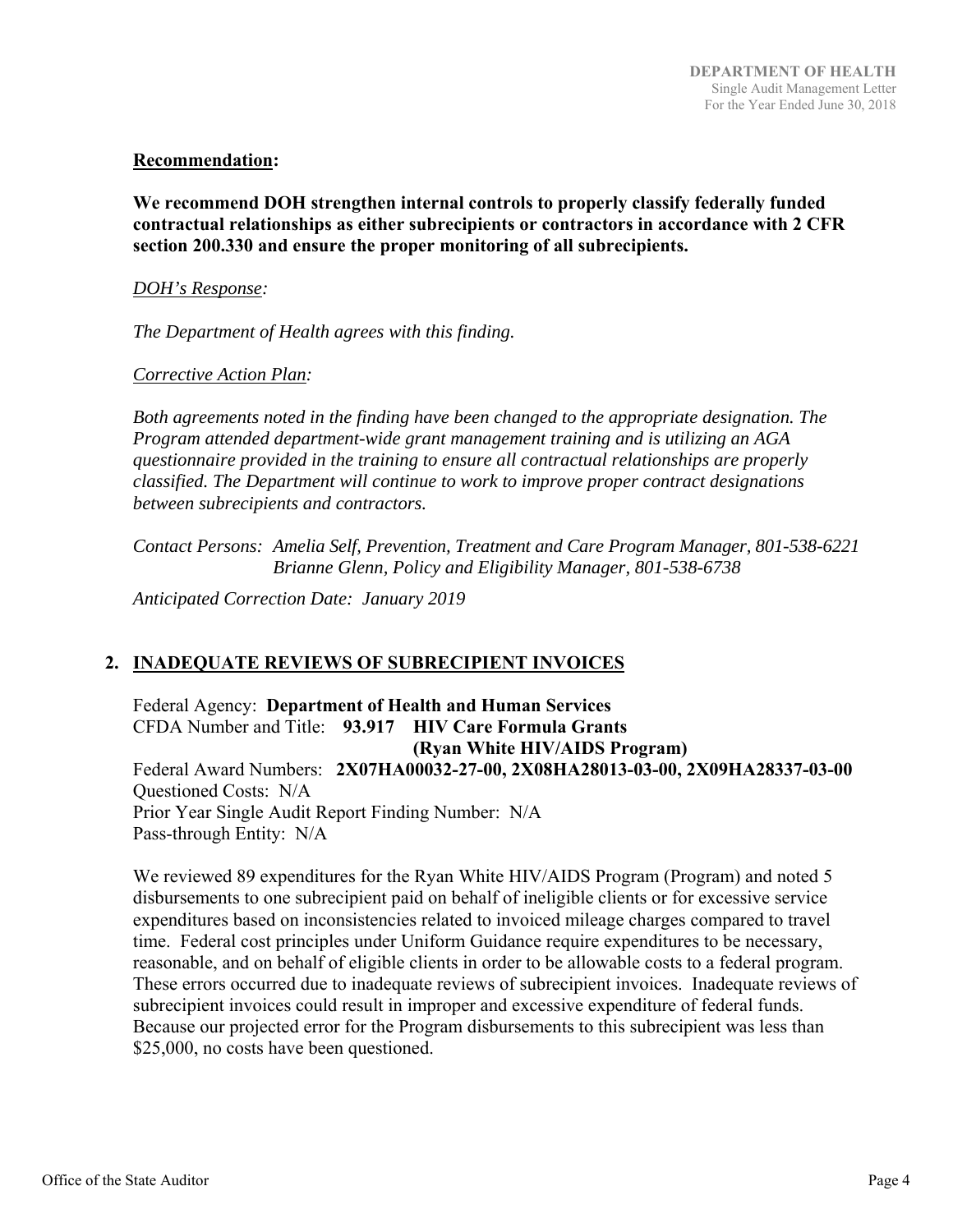**Recommendation:**

**We recommend DOH strengthen internal controls to properly classify federally funded contractual relationships as either subrecipients or contractors in accordance with 2 CFR section 200.330 and ensure the proper monitoring of all subrecipients.**

*DOH's Response:*

*The Department of Health agrees with this finding.*

*Corrective Action Plan:*

*Both agreements noted in the finding have been changed to the appropriate designation. The Program attended department-wide grant management training and is utilizing an AGA questionnaire provided in the training to ensure all contractual relationships are properly classified. The Department will continue to work to improve proper contract designations between subrecipients and contractors.*

*Contact Persons: Amelia Self, Prevention, Treatment and Care Program Manager, 801-538-6221*
*Brianne Glenn, Policy and Eligibility Manager, 801-538-6738*

*Anticipated Correction Date: January 2019*

## 2. INADEQUATE REVIEWS OF SUBRECIPIENT INVOICES

Federal Agency: **Department of Health and Human Services**
CFDA Number and Title: **93.917 HIV Care Formula Grants (Ryan White HIV/AIDS Program)**
Federal Award Numbers: **2X07HA00032-27-00, 2X08HA28013-03-00, 2X09HA28337-03-00**
Questioned Costs: N/A
Prior Year Single Audit Report Finding Number: N/A
Pass-through Entity: N/A

We reviewed 89 expenditures for the Ryan White HIV/AIDS Program (Program) and noted 5 disbursements to one subrecipient paid on behalf of ineligible clients or for excessive service expenditures based on inconsistencies related to invoiced mileage charges compared to travel time. Federal cost principles under Uniform Guidance require expenditures to be necessary, reasonable, and on behalf of eligible clients in order to be allowable costs to a federal program. These errors occurred due to inadequate reviews of subrecipient invoices. Inadequate reviews of subrecipient invoices could result in improper and excessive expenditure of federal funds. Because our projected error for the Program disbursements to this subrecipient was less than $25,000, no costs have been questioned.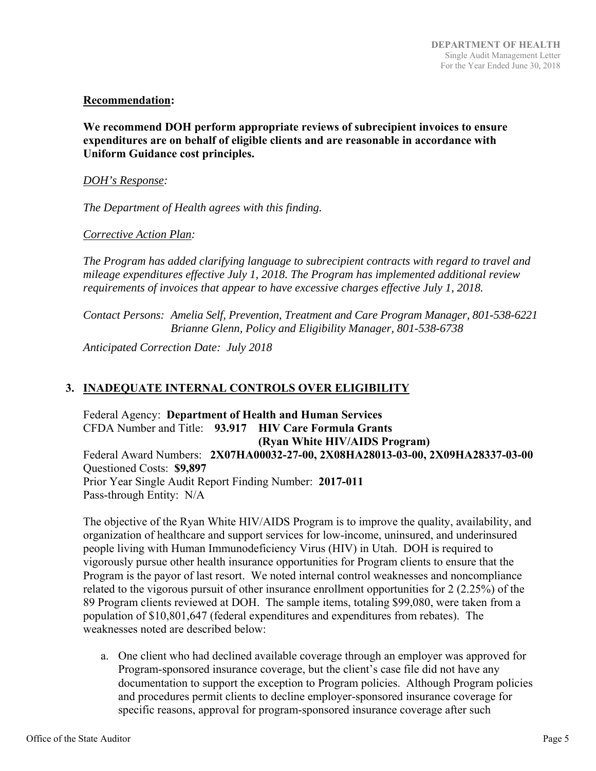**Recommendation:**

**We recommend DOH perform appropriate reviews of subrecipient invoices to ensure expenditures are on behalf of eligible clients and are reasonable in accordance with Uniform Guidance cost principles.**

*DOH's Response:*

*The Department of Health agrees with this finding.*

*Corrective Action Plan:*

*The Program has added clarifying language to subrecipient contracts with regard to travel and mileage expenditures effective July 1, 2018. The Program has implemented additional review requirements of invoices that appear to have excessive charges effective July 1, 2018.*

*Contact Persons: Amelia Self, Prevention, Treatment and Care Program Manager, 801-538-6221*
*Brianne Glenn, Policy and Eligibility Manager, 801-538-6738*

*Anticipated Correction Date: July 2018*

## 3. INADEQUATE INTERNAL CONTROLS OVER ELIGIBILITY

Federal Agency: **Department of Health and Human Services**
CFDA Number and Title: **93.917 HIV Care Formula Grants (Ryan White HIV/AIDS Program)**
Federal Award Numbers: **2X07HA00032-27-00, 2X08HA28013-03-00, 2X09HA28337-03-00**
Questioned Costs: **$9,897**
Prior Year Single Audit Report Finding Number: **2017-011**
Pass-through Entity: N/A

The objective of the Ryan White HIV/AIDS Program is to improve the quality, availability, and organization of healthcare and support services for low-income, uninsured, and underinsured people living with Human Immunodeficiency Virus (HIV) in Utah. DOH is required to vigorously pursue other health insurance opportunities for Program clients to ensure that the Program is the payor of last resort. We noted internal control weaknesses and noncompliance related to the vigorous pursuit of other insurance enrollment opportunities for 2 (2.25%) of the 89 Program clients reviewed at DOH. The sample items, totaling $99,080, were taken from a population of $10,801,647 (federal expenditures and expenditures from rebates). The weaknesses noted are described below:

a. One client who had declined available coverage through an employer was approved for Program-sponsored insurance coverage, but the client's case file did not have any documentation to support the exception to Program policies. Although Program policies and procedures permit clients to decline employer-sponsored insurance coverage for specific reasons, approval for program-sponsored insurance coverage after such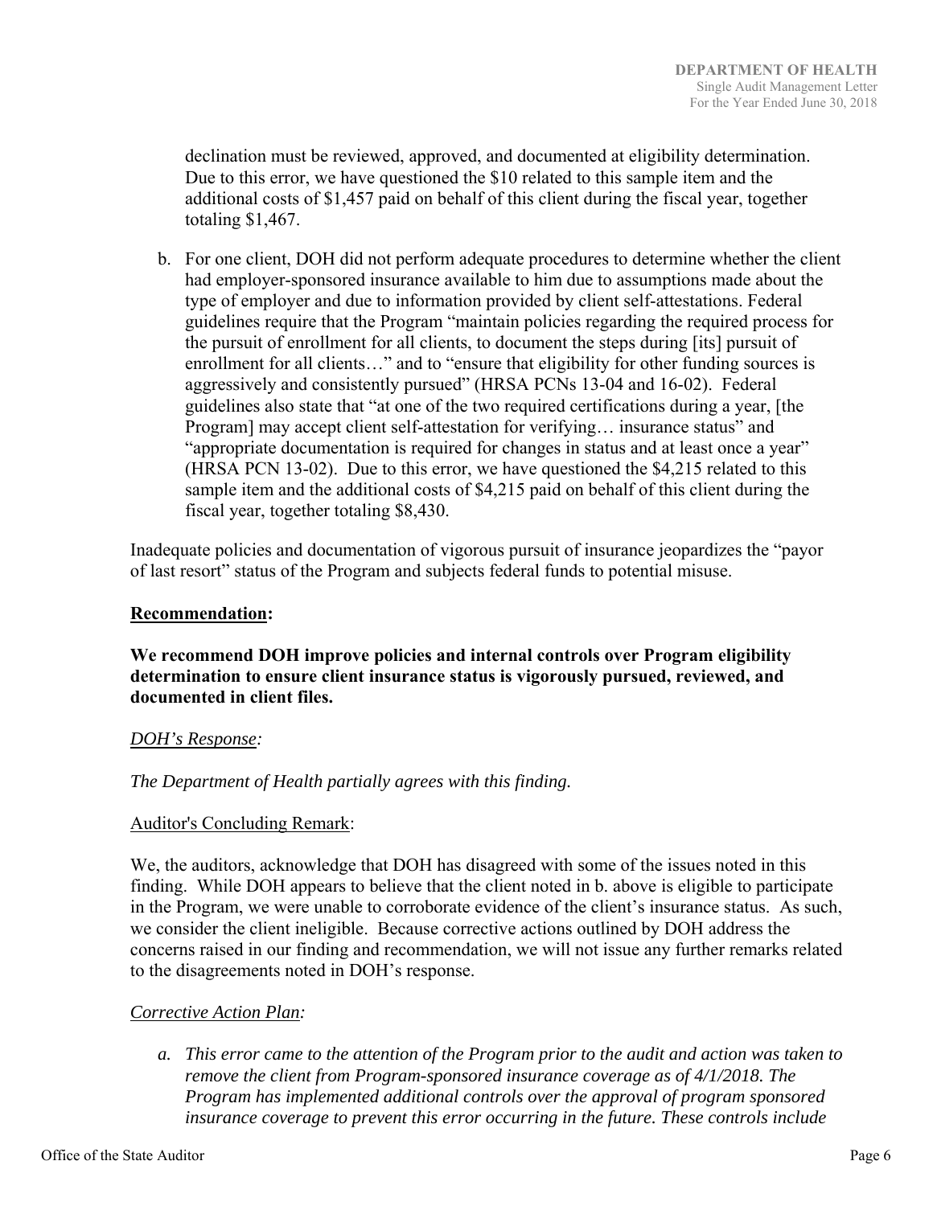declination must be reviewed, approved, and documented at eligibility determination. Due to this error, we have questioned the $10 related to this sample item and the additional costs of $1,457 paid on behalf of this client during the fiscal year, together totaling $1,467.

b. For one client, DOH did not perform adequate procedures to determine whether the client had employer-sponsored insurance available to him due to assumptions made about the type of employer and due to information provided by client self-attestations. Federal guidelines require that the Program "maintain policies regarding the required process for the pursuit of enrollment for all clients, to document the steps during [its] pursuit of enrollment for all clients…" and to "ensure that eligibility for other funding sources is aggressively and consistently pursued" (HRSA PCNs 13-04 and 16-02). Federal guidelines also state that "at one of the two required certifications during a year, [the Program] may accept client self-attestation for verifying… insurance status" and "appropriate documentation is required for changes in status and at least once a year" (HRSA PCN 13-02). Due to this error, we have questioned the $4,215 related to this sample item and the additional costs of $4,215 paid on behalf of this client during the fiscal year, together totaling $8,430.

Inadequate policies and documentation of vigorous pursuit of insurance jeopardizes the "payor of last resort" status of the Program and subjects federal funds to potential misuse.

**Recommendation:**

**We recommend DOH improve policies and internal controls over Program eligibility determination to ensure client insurance status is vigorously pursued, reviewed, and documented in client files.**

*DOH's Response:*

*The Department of Health partially agrees with this finding.*

Auditor's Concluding Remark:

We, the auditors, acknowledge that DOH has disagreed with some of the issues noted in this finding. While DOH appears to believe that the client noted in b. above is eligible to participate in the Program, we were unable to corroborate evidence of the client's insurance status. As such, we consider the client ineligible. Because corrective actions outlined by DOH address the concerns raised in our finding and recommendation, we will not issue any further remarks related to the disagreements noted in DOH's response.

*Corrective Action Plan:*

*a. This error came to the attention of the Program prior to the audit and action was taken to remove the client from Program-sponsored insurance coverage as of 4/1/2018. The Program has implemented additional controls over the approval of program sponsored insurance coverage to prevent this error occurring in the future. These controls include*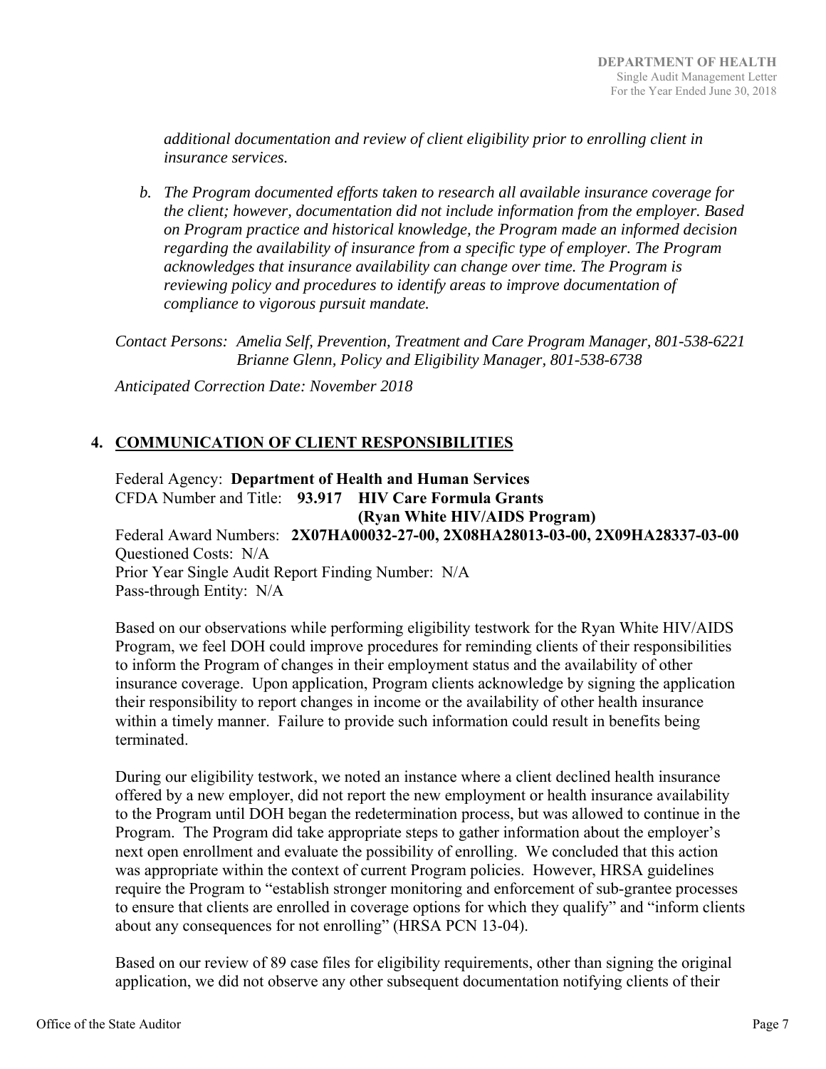*additional documentation and review of client eligibility prior to enrolling client in insurance services.*

*b. The Program documented efforts taken to research all available insurance coverage for the client; however, documentation did not include information from the employer. Based on Program practice and historical knowledge, the Program made an informed decision regarding the availability of insurance from a specific type of employer. The Program acknowledges that insurance availability can change over time. The Program is reviewing policy and procedures to identify areas to improve documentation of compliance to vigorous pursuit mandate.*

*Contact Persons: Amelia Self, Prevention, Treatment and Care Program Manager, 801-538-6221*
*Brianne Glenn, Policy and Eligibility Manager, 801-538-6738*

*Anticipated Correction Date: November 2018*

## 4. COMMUNICATION OF CLIENT RESPONSIBILITIES

Federal Agency: **Department of Health and Human Services**
CFDA Number and Title: **93.917 HIV Care Formula Grants (Ryan White HIV/AIDS Program)**
Federal Award Numbers: **2X07HA00032-27-00, 2X08HA28013-03-00, 2X09HA28337-03-00**
Questioned Costs: N/A
Prior Year Single Audit Report Finding Number: N/A
Pass-through Entity: N/A

Based on our observations while performing eligibility testwork for the Ryan White HIV/AIDS Program, we feel DOH could improve procedures for reminding clients of their responsibilities to inform the Program of changes in their employment status and the availability of other insurance coverage. Upon application, Program clients acknowledge by signing the application their responsibility to report changes in income or the availability of other health insurance within a timely manner. Failure to provide such information could result in benefits being terminated.

During our eligibility testwork, we noted an instance where a client declined health insurance offered by a new employer, did not report the new employment or health insurance availability to the Program until DOH began the redetermination process, but was allowed to continue in the Program. The Program did take appropriate steps to gather information about the employer's next open enrollment and evaluate the possibility of enrolling. We concluded that this action was appropriate within the context of current Program policies. However, HRSA guidelines require the Program to "establish stronger monitoring and enforcement of sub-grantee processes to ensure that clients are enrolled in coverage options for which they qualify" and "inform clients about any consequences for not enrolling" (HRSA PCN 13-04).

Based on our review of 89 case files for eligibility requirements, other than signing the original application, we did not observe any other subsequent documentation notifying clients of their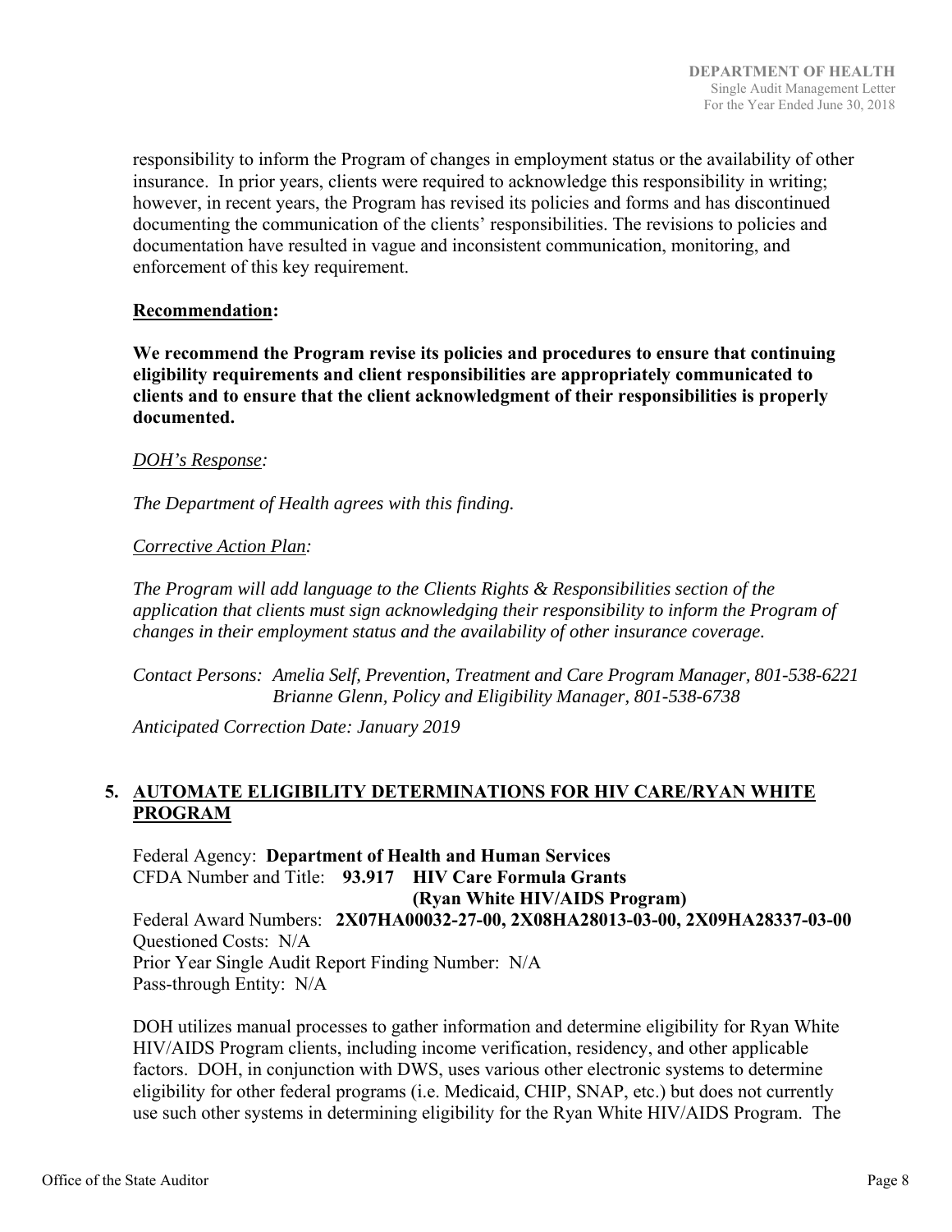responsibility to inform the Program of changes in employment status or the availability of other insurance. In prior years, clients were required to acknowledge this responsibility in writing; however, in recent years, the Program has revised its policies and forms and has discontinued documenting the communication of the clients' responsibilities. The revisions to policies and documentation have resulted in vague and inconsistent communication, monitoring, and enforcement of this key requirement.

**Recommendation:**

**We recommend the Program revise its policies and procedures to ensure that continuing eligibility requirements and client responsibilities are appropriately communicated to clients and to ensure that the client acknowledgment of their responsibilities is properly documented.**

*DOH's Response:*

*The Department of Health agrees with this finding.*

*Corrective Action Plan:*

*The Program will add language to the Clients Rights & Responsibilities section of the application that clients must sign acknowledging their responsibility to inform the Program of changes in their employment status and the availability of other insurance coverage.*

*Contact Persons: Amelia Self, Prevention, Treatment and Care Program Manager, 801-538-6221*
*Brianne Glenn, Policy and Eligibility Manager, 801-538-6738*

*Anticipated Correction Date: January 2019*

## 5. AUTOMATE ELIGIBILITY DETERMINATIONS FOR HIV CARE/RYAN WHITE PROGRAM

Federal Agency: **Department of Health and Human Services**
CFDA Number and Title: **93.917 HIV Care Formula Grants (Ryan White HIV/AIDS Program)**
Federal Award Numbers: **2X07HA00032-27-00, 2X08HA28013-03-00, 2X09HA28337-03-00**
Questioned Costs: N/A
Prior Year Single Audit Report Finding Number: N/A
Pass-through Entity: N/A

DOH utilizes manual processes to gather information and determine eligibility for Ryan White HIV/AIDS Program clients, including income verification, residency, and other applicable factors. DOH, in conjunction with DWS, uses various other electronic systems to determine eligibility for other federal programs (i.e. Medicaid, CHIP, SNAP, etc.) but does not currently use such other systems in determining eligibility for the Ryan White HIV/AIDS Program. The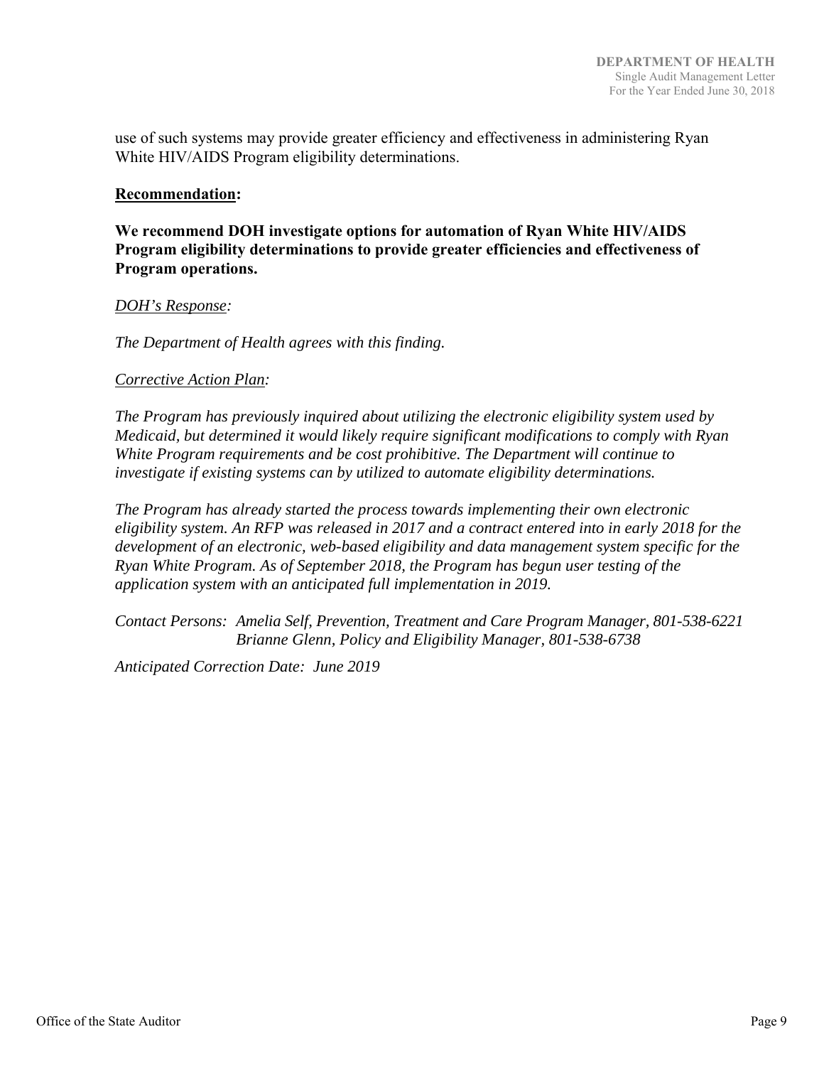use of such systems may provide greater efficiency and effectiveness in administering Ryan White HIV/AIDS Program eligibility determinations.

**Recommendation:**

**We recommend DOH investigate options for automation of Ryan White HIV/AIDS Program eligibility determinations to provide greater efficiencies and effectiveness of Program operations.**

*DOH's Response:*

*The Department of Health agrees with this finding.*

*Corrective Action Plan:*

*The Program has previously inquired about utilizing the electronic eligibility system used by Medicaid, but determined it would likely require significant modifications to comply with Ryan White Program requirements and be cost prohibitive. The Department will continue to investigate if existing systems can by utilized to automate eligibility determinations.*

*The Program has already started the process towards implementing their own electronic eligibility system. An RFP was released in 2017 and a contract entered into in early 2018 for the development of an electronic, web-based eligibility and data management system specific for the Ryan White Program. As of September 2018, the Program has begun user testing of the application system with an anticipated full implementation in 2019.*

*Contact Persons: Amelia Self, Prevention, Treatment and Care Program Manager, 801-538-6221*
*Brianne Glenn, Policy and Eligibility Manager, 801-538-6738*

*Anticipated Correction Date: June 2019*